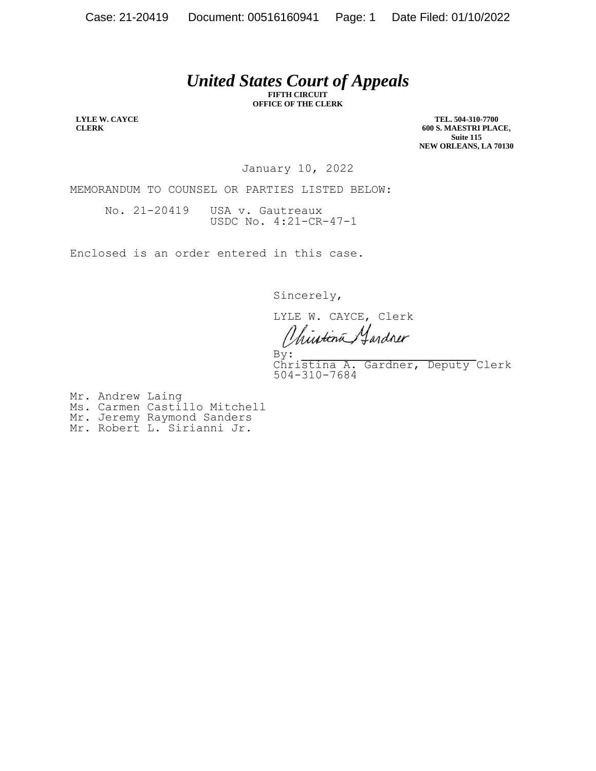# *United States Court of Appeals*

**FIFTH CIRCUIT**
**OFFICE OF THE CLERK**

**LYLE W. CAYCE**
**CLERK**

**TEL. 504-310-7700**
**600 S. MAESTRI PLACE,**
**Suite 115**
**NEW ORLEANS, LA 70130**

January 10, 2022

MEMORANDUM TO COUNSEL OR PARTIES LISTED BELOW:

No. 21-20419 USA v. Gautreaux
USDC No. 4:21-CR-47-1

Enclosed is an order entered in this case.

Sincerely,

LYLE W. CAYCE, Clerk

By: Christina A. Gardner
Christina A. Gardner, Deputy Clerk
504-310-7684

Mr. Andrew Laing
Ms. Carmen Castillo Mitchell
Mr. Jeremy Raymond Sanders
Mr. Robert L. Sirianni Jr.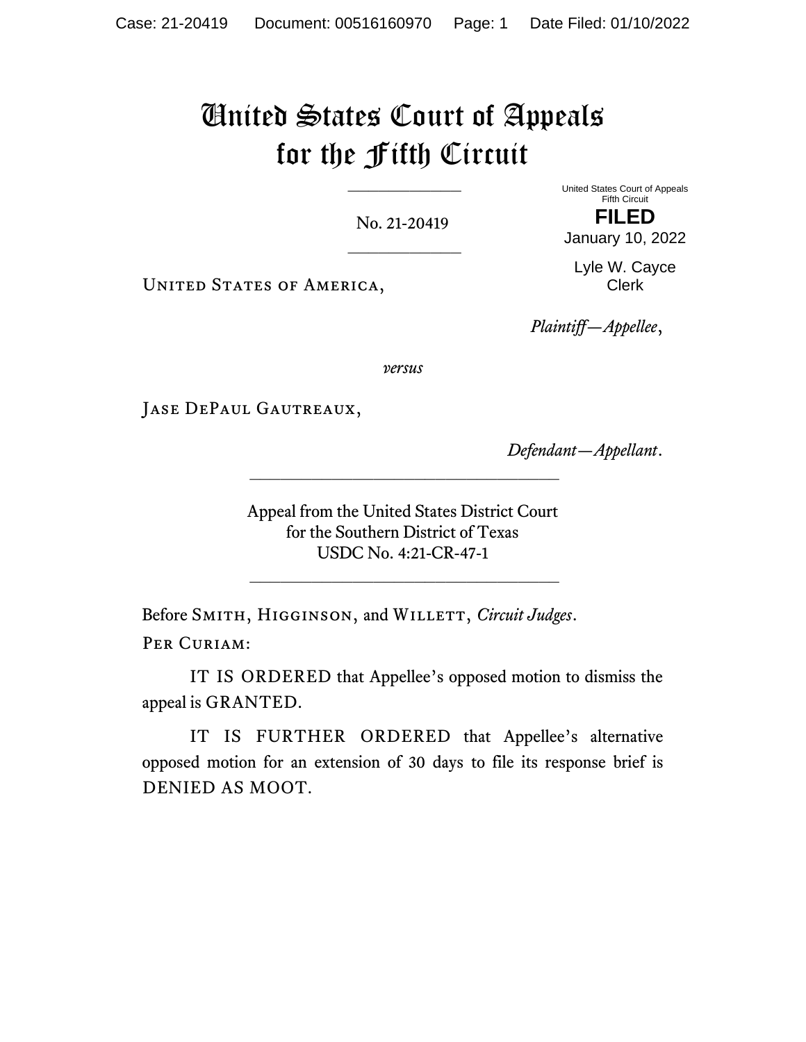# United States Court of Appeals for the Fifth Circuit

No. 21-20419

United States Court of Appeals
Fifth Circuit

**FILED**

January 10, 2022

Lyle W. Cayce
Clerk

UNITED STATES OF AMERICA,

*Plaintiff—Appellee*,

*versus*

JASE DEPAUL GAUTREAUX,

*Defendant—Appellant*.

Appeal from the United States District Court
for the Southern District of Texas
USDC No. 4:21-CR-47-1

Before SMITH, HIGGINSON, and WILLETT, *Circuit Judges*.

PER CURIAM:

IT IS ORDERED that Appellee's opposed motion to dismiss the appeal is GRANTED.

IT IS FURTHER ORDERED that Appellee's alternative opposed motion for an extension of 30 days to file its response brief is DENIED AS MOOT.